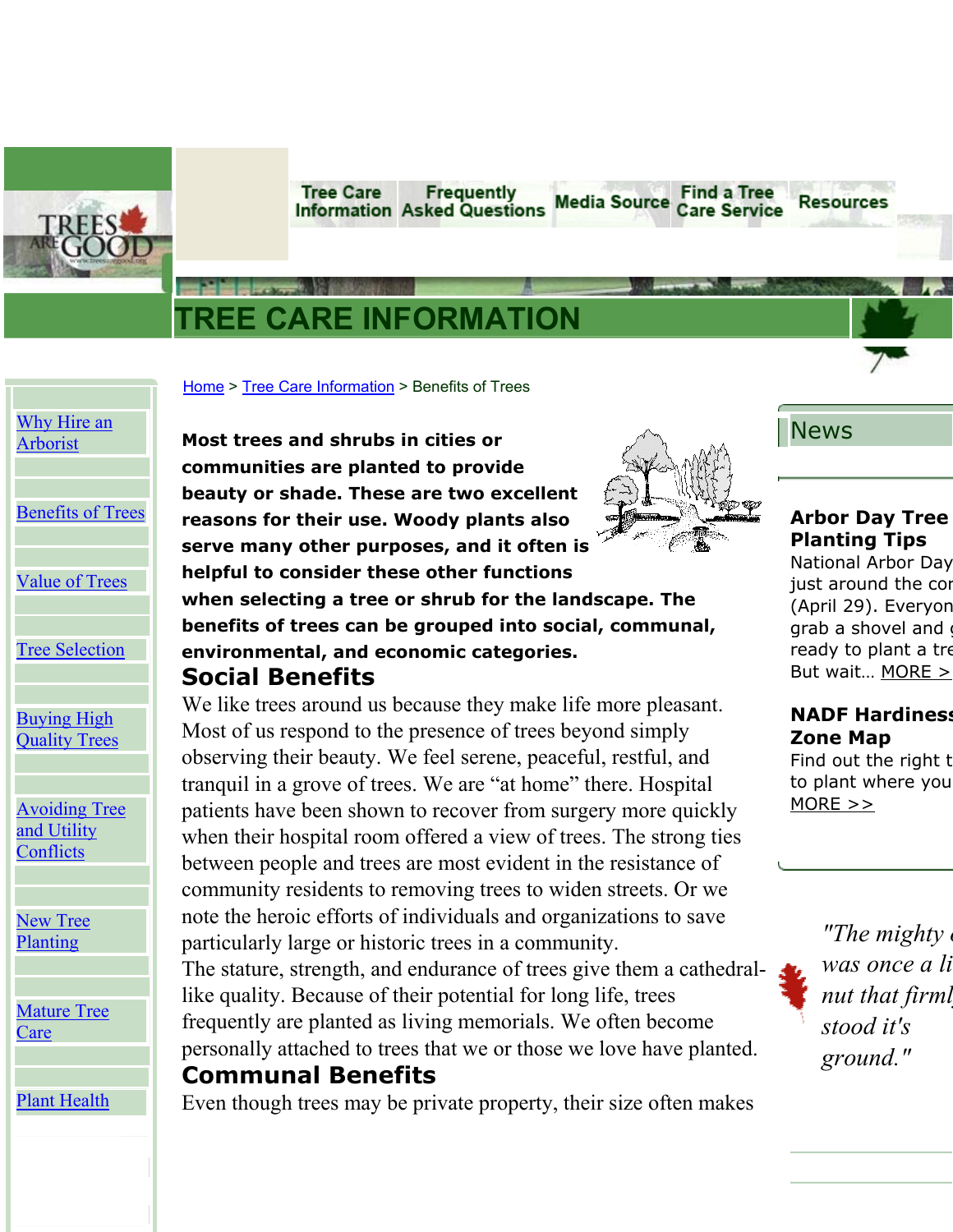Tree Care Information | Frequently Asked Questions | Media Source | Find a Tree Care Service | Resources

# TREE CARE INFORMATION

Home > Tree Care Information > Benefits of Trees

- Why Hire an Arborist
- Benefits of Trees
- Value of Trees
- Tree Selection
- Buying High Quality Trees
- Avoiding Tree and Utility Conflicts
- New Tree Planting
- Mature Tree Care
- Plant Health

**Most trees and shrubs in cities or communities are planted to provide beauty or shade. These are two excellent reasons for their use. Woody plants also serve many other purposes, and it often is helpful to consider these other functions when selecting a tree or shrub for the landscape. The benefits of trees can be grouped into social, communal, environmental, and economic categories.**

## Social Benefits

We like trees around us because they make life more pleasant. Most of us respond to the presence of trees beyond simply observing their beauty. We feel serene, peaceful, restful, and tranquil in a grove of trees. We are "at home" there. Hospital patients have been shown to recover from surgery more quickly when their hospital room offered a view of trees. The strong ties between people and trees are most evident in the resistance of community residents to removing trees to widen streets. Or we note the heroic efforts of individuals and organizations to save particularly large or historic trees in a community.

The stature, strength, and endurance of trees give them a cathedral-like quality. Because of their potential for long life, trees frequently are planted as living memorials. We often become personally attached to trees that we or those we love have planted.

## Communal Benefits

Even though trees may be private property, their size often makes

## News

**Arbor Day Tree Planting Tips**

National Arbor Day just around the cor (April 29). Everyon grab a shovel and ready to plant a tre But wait... MORE >

**NADF Hardiness Zone Map**

Find out the right t to plant where you MORE >>

*"The mighty was once a li nut that firml stood it's ground."*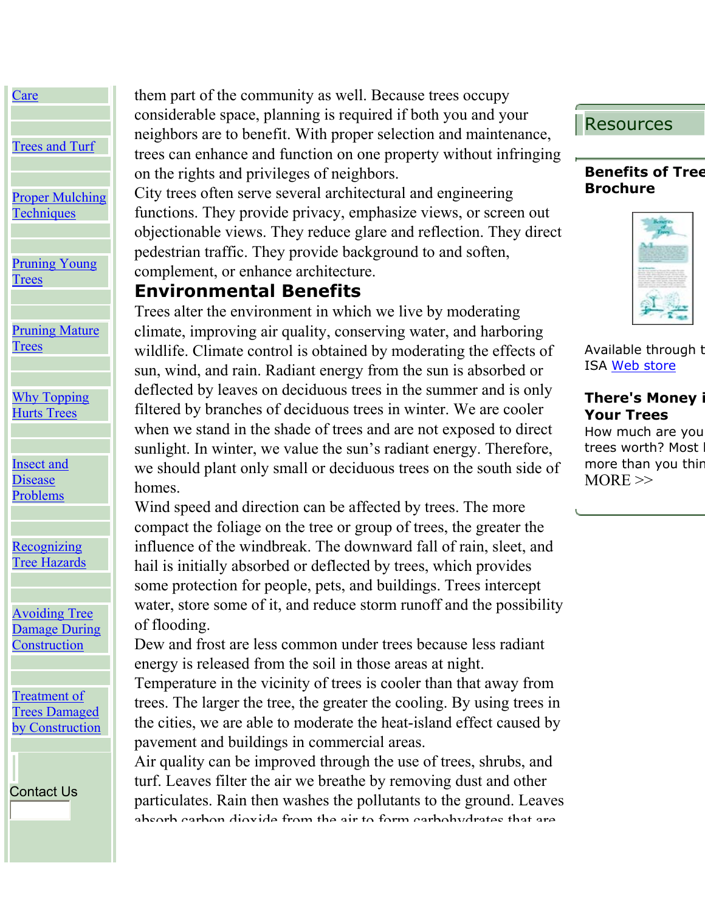[Care](#)

[Trees and Turf](#)

[Proper Mulching Techniques](#)

[Pruning Young Trees](#)

[Pruning Mature Trees](#)

[Why Topping Hurts Trees](#)

[Insect and Disease Problems](#)

[Recognizing Tree Hazards](#)

[Avoiding Tree Damage During Construction](#)

[Treatment of Trees Damaged by Construction](#)

Contact Us

them part of the community as well. Because trees occupy considerable space, planning is required if both you and your neighbors are to benefit. With proper selection and maintenance, trees can enhance and function on one property without infringing on the rights and privileges of neighbors.

City trees often serve several architectural and engineering functions. They provide privacy, emphasize views, or screen out objectionable views. They reduce glare and reflection. They direct pedestrian traffic. They provide background to and soften, complement, or enhance architecture.

## Environmental Benefits

Trees alter the environment in which we live by moderating climate, improving air quality, conserving water, and harboring wildlife. Climate control is obtained by moderating the effects of sun, wind, and rain. Radiant energy from the sun is absorbed or deflected by leaves on deciduous trees in the summer and is only filtered by branches of deciduous trees in winter. We are cooler when we stand in the shade of trees and are not exposed to direct sunlight. In winter, we value the sun's radiant energy. Therefore, we should plant only small or deciduous trees on the south side of homes.

Wind speed and direction can be affected by trees. The more compact the foliage on the tree or group of trees, the greater the influence of the windbreak. The downward fall of rain, sleet, and hail is initially absorbed or deflected by trees, which provides some protection for people, pets, and buildings. Trees intercept water, store some of it, and reduce storm runoff and the possibility of flooding.

Dew and frost are less common under trees because less radiant energy is released from the soil in those areas at night.

Temperature in the vicinity of trees is cooler than that away from trees. The larger the tree, the greater the cooling. By using trees in the cities, we are able to moderate the heat-island effect caused by pavement and buildings in commercial areas.

Air quality can be improved through the use of trees, shrubs, and turf. Leaves filter the air we breathe by removing dust and other particulates. Rain then washes the pollutants to the ground. Leaves absorb carbon dioxide from the air to form carbohydrates that are

## Resources

**Benefits of Tree Brochure**

Available through t ISA [Web store](#)

**There's Money i Your Trees**

How much are you trees worth? Most more than you thin

MORE >>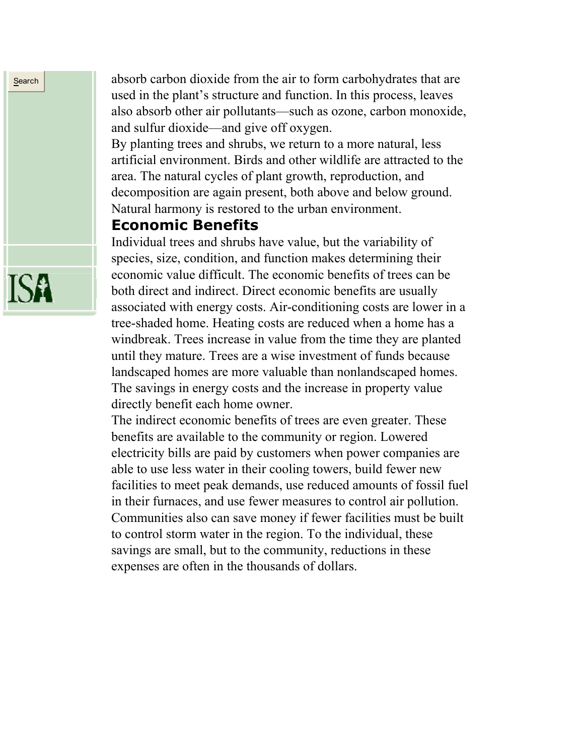absorb carbon dioxide from the air to form carbohydrates that are used in the plant's structure and function. In this process, leaves also absorb other air pollutants—such as ozone, carbon monoxide, and sulfur dioxide—and give off oxygen.

By planting trees and shrubs, we return to a more natural, less artificial environment. Birds and other wildlife are attracted to the area. The natural cycles of plant growth, reproduction, and decomposition are again present, both above and below ground. Natural harmony is restored to the urban environment.

## Economic Benefits

Individual trees and shrubs have value, but the variability of species, size, condition, and function makes determining their economic value difficult. The economic benefits of trees can be both direct and indirect. Direct economic benefits are usually associated with energy costs. Air-conditioning costs are lower in a tree-shaded home. Heating costs are reduced when a home has a windbreak. Trees increase in value from the time they are planted until they mature. Trees are a wise investment of funds because landscaped homes are more valuable than nonlandscaped homes. The savings in energy costs and the increase in property value directly benefit each home owner.

The indirect economic benefits of trees are even greater. These benefits are available to the community or region. Lowered electricity bills are paid by customers when power companies are able to use less water in their cooling towers, build fewer new facilities to meet peak demands, use reduced amounts of fossil fuel in their furnaces, and use fewer measures to control air pollution. Communities also can save money if fewer facilities must be built to control storm water in the region. To the individual, these savings are small, but to the community, reductions in these expenses are often in the thousands of dollars.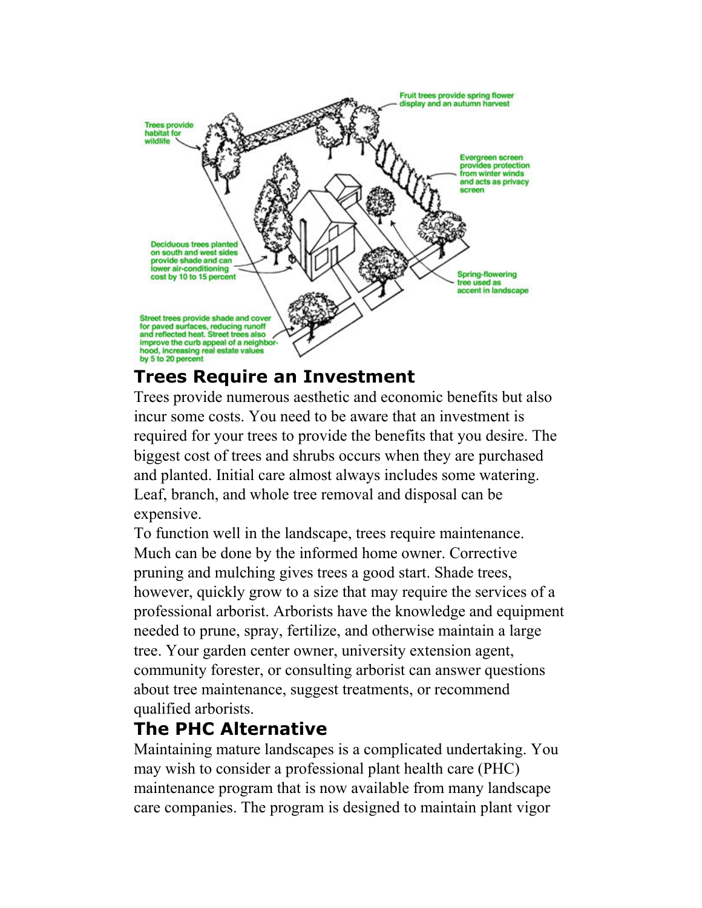Fruit trees provide spring flower display and an autumn harvest

Trees provide habitat for wildlife

Evergreen screen provides protection from winter winds and acts as privacy screen

Deciduous trees planted on south and west sides provide shade and can lower air-conditioning cost by 10 to 15 percent

Spring-flowering tree used as accent in landscape

Street trees provide shade and cover for paved surfaces, reducing runoff and reflected heat. Street trees also improve the curb appeal of a neighborhood, increasing real estate values by 5 to 20 percent

## Trees Require an Investment

Trees provide numerous aesthetic and economic benefits but also incur some costs. You need to be aware that an investment is required for your trees to provide the benefits that you desire. The biggest cost of trees and shrubs occurs when they are purchased and planted. Initial care almost always includes some watering. Leaf, branch, and whole tree removal and disposal can be expensive.

To function well in the landscape, trees require maintenance. Much can be done by the informed home owner. Corrective pruning and mulching gives trees a good start. Shade trees, however, quickly grow to a size that may require the services of a professional arborist. Arborists have the knowledge and equipment needed to prune, spray, fertilize, and otherwise maintain a large tree. Your garden center owner, university extension agent, community forester, or consulting arborist can answer questions about tree maintenance, suggest treatments, or recommend qualified arborists.

## The PHC Alternative

Maintaining mature landscapes is a complicated undertaking. You may wish to consider a professional plant health care (PHC) maintenance program that is now available from many landscape care companies. The program is designed to maintain plant vigor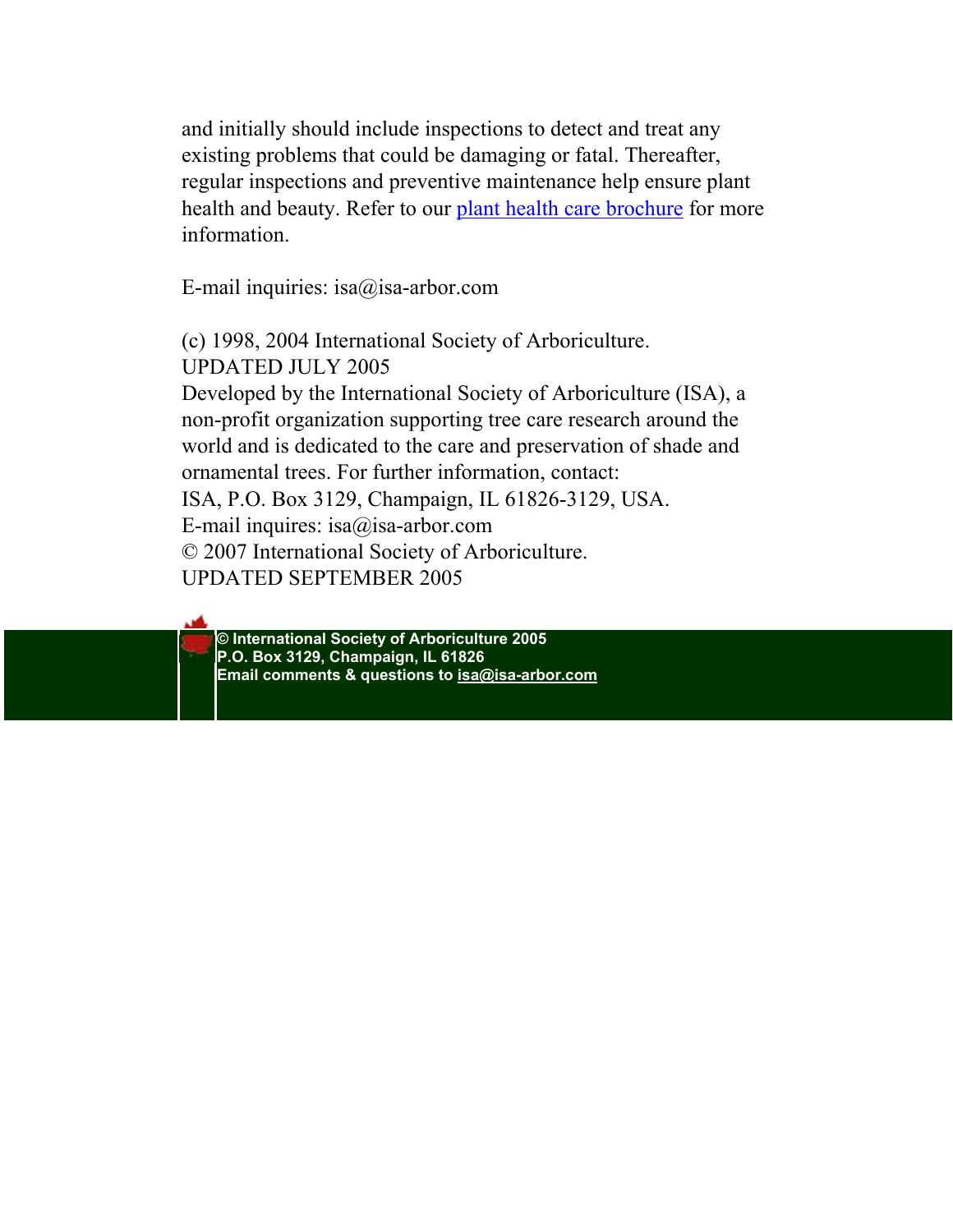and initially should include inspections to detect and treat any existing problems that could be damaging or fatal. Thereafter, regular inspections and preventive maintenance help ensure plant health and beauty. Refer to our plant health care brochure for more information.

E-mail inquiries: isa@isa-arbor.com

(c) 1998, 2004 International Society of Arboriculture.
UPDATED JULY 2005
Developed by the International Society of Arboriculture (ISA), a non-profit organization supporting tree care research around the world and is dedicated to the care and preservation of shade and ornamental trees. For further information, contact:
ISA, P.O. Box 3129, Champaign, IL 61826-3129, USA.
E-mail inquires: isa@isa-arbor.com
© 2007 International Society of Arboriculture.
UPDATED SEPTEMBER 2005

**© International Society of Arboriculture 2005**
**P.O. Box 3129, Champaign, IL 61826**
**Email comments & questions to isa@isa-arbor.com**